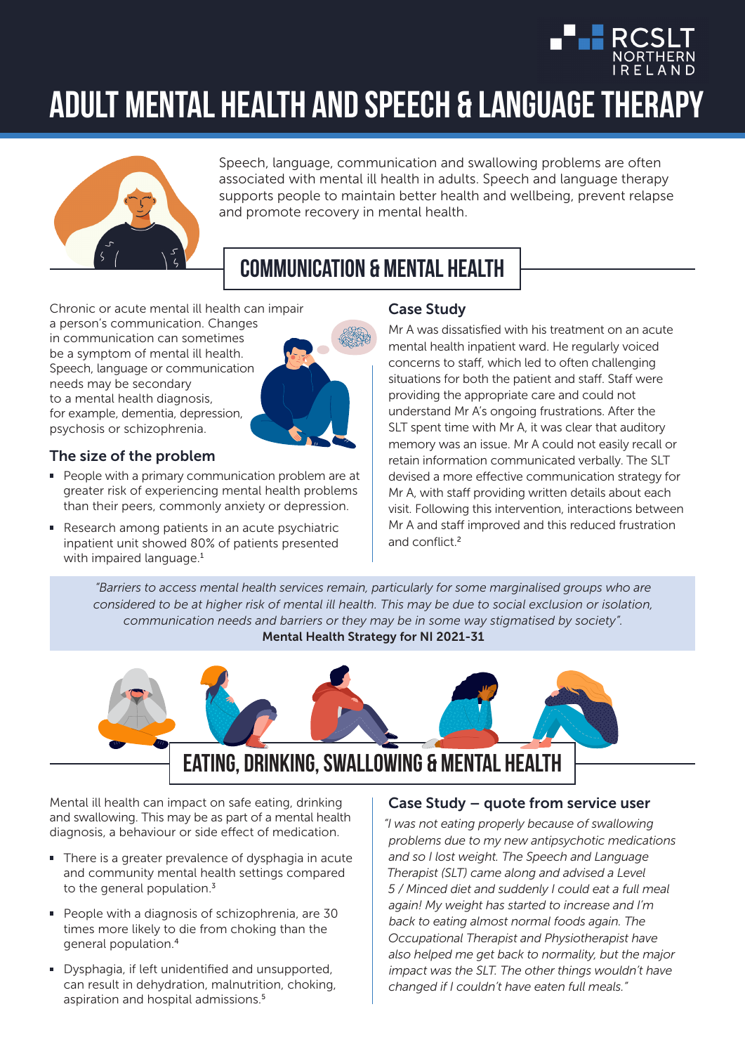RCSLT NORTHERN IRELAND

# ADULT MENTAL HEALTH AND SPEECH & LANGUAGE THERAPY

Speech, language, communication and swallowing problems are often associated with mental ill health in adults. Speech and language therapy supports people to maintain better health and wellbeing, prevent relapse and promote recovery in mental health.

## COMMUNICATION & MENTAL HEALTH

Chronic or acute mental ill health can impair a person's communication. Changes in communication can sometimes be a symptom of mental ill health. Speech, language or communication needs may be secondary to a mental health diagnosis, for example, dementia, depression, psychosis or schizophrenia.

### The size of the problem

- People with a primary communication problem are at greater risk of experiencing mental health problems than their peers, commonly anxiety or depression.
- Research among patients in an acute psychiatric inpatient unit showed 80% of patients presented with impaired language.[1]

### Case Study

Mr A was dissatisfied with his treatment on an acute mental health inpatient ward. He regularly voiced concerns to staff, which led to often challenging situations for both the patient and staff. Staff were providing the appropriate care and could not understand Mr A's ongoing frustrations. After the SLT spent time with Mr A, it was clear that auditory memory was an issue. Mr A could not easily recall or retain information communicated verbally. The SLT devised a more effective communication strategy for Mr A, with staff providing written details about each visit. Following this intervention, interactions between Mr A and staff improved and this reduced frustration and conflict.[2]

> *"Barriers to access mental health services remain, particularly for some marginalised groups who are considered to be at higher risk of mental ill health. This may be due to social exclusion or isolation, communication needs and barriers or they may be in some way stigmatised by society".*
> **Mental Health Strategy for NI 2021-31**

## EATING, DRINKING, SWALLOWING & MENTAL HEALTH

Mental ill health can impact on safe eating, drinking and swallowing. This may be as part of a mental health diagnosis, a behaviour or side effect of medication.

- There is a greater prevalence of dysphagia in acute and community mental health settings compared to the general population.[3]
- People with a diagnosis of schizophrenia, are 30 times more likely to die from choking than the general population.[4]
- Dysphagia, if left unidentified and unsupported, can result in dehydration, malnutrition, choking, aspiration and hospital admissions.[5]

### Case Study – quote from service user

*"I was not eating properly because of swallowing problems due to my new antipsychotic medications and so I lost weight. The Speech and Language Therapist (SLT) came along and advised a Level 5 / Minced diet and suddenly I could eat a full meal again! My weight has started to increase and I'm back to eating almost normal foods again. The Occupational Therapist and Physiotherapist have also helped me get back to normality, but the major impact was the SLT. The other things wouldn't have changed if I couldn't have eaten full meals."*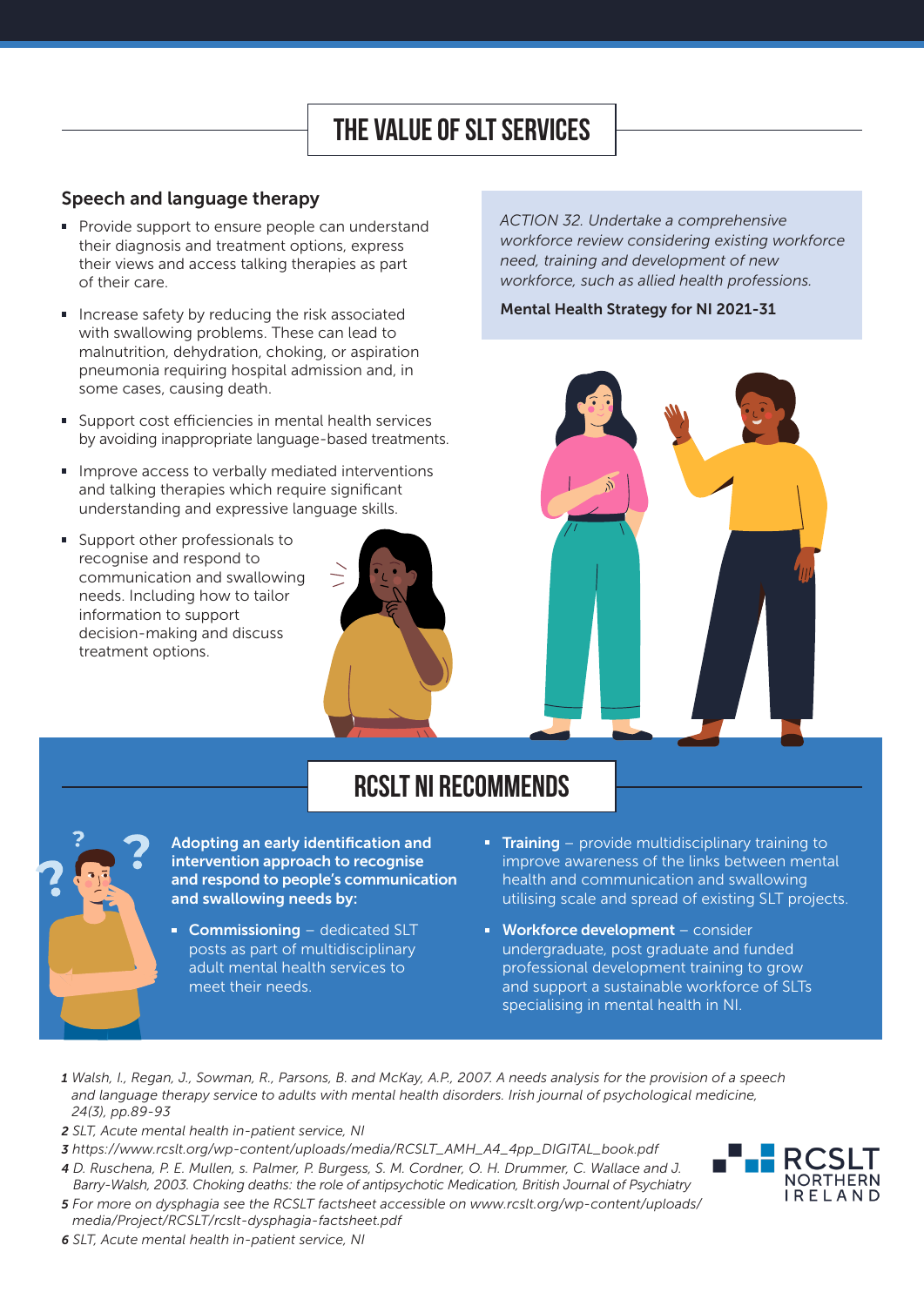# THE VALUE OF SLT SERVICES

## Speech and language therapy

- Provide support to ensure people can understand their diagnosis and treatment options, express their views and access talking therapies as part of their care.
- Increase safety by reducing the risk associated with swallowing problems. These can lead to malnutrition, dehydration, choking, or aspiration pneumonia requiring hospital admission and, in some cases, causing death.
- Support cost efficiencies in mental health services by avoiding inappropriate language-based treatments.
- Improve access to verbally mediated interventions and talking therapies which require significant understanding and expressive language skills.
- Support other professionals to recognise and respond to communication and swallowing needs. Including how to tailor information to support decision-making and discuss treatment options.

*ACTION 32. Undertake a comprehensive workforce review considering existing workforce need, training and development of new workforce, such as allied health professions.*

**Mental Health Strategy for NI 2021-31**

# RCSLT NI RECOMMENDS

**Adopting an early identification and intervention approach to recognise and respond to people's communication and swallowing needs by:**

- **Commissioning** – dedicated SLT posts as part of multidisciplinary adult mental health services to meet their needs.
- **Training** – provide multidisciplinary training to improve awareness of the links between mental health and communication and swallowing utilising scale and spread of existing SLT projects.
- **Workforce development** – consider undergraduate, post graduate and funded professional development training to grow and support a sustainable workforce of SLTs specialising in mental health in NI.

*1 Walsh, I., Regan, J., Sowman, R., Parsons, B. and McKay, A.P., 2007. A needs analysis for the provision of a speech and language therapy service to adults with mental health disorders. Irish journal of psychological medicine, 24(3), pp.89-93*

*2 SLT, Acute mental health in-patient service, NI*

*3 https://www.rcslt.org/wp-content/uploads/media/RCSLT_AMH_A4_4pp_DIGITAL_book.pdf*

*4 D. Ruschena, P. E. Mullen, s. Palmer, P. Burgess, S. M. Cordner, O. H. Drummer, C. Wallace and J. Barry-Walsh, 2003. Choking deaths: the role of antipsychotic Medication, British Journal of Psychiatry*

*5 For more on dysphagia see the RCSLT factsheet accessible on www.rcslt.org/wp-content/uploads/media/Project/RCSLT/rcslt-dysphagia-factsheet.pdf*

*6 SLT, Acute mental health in-patient service, NI*

RCSLT NORTHERN IRELAND